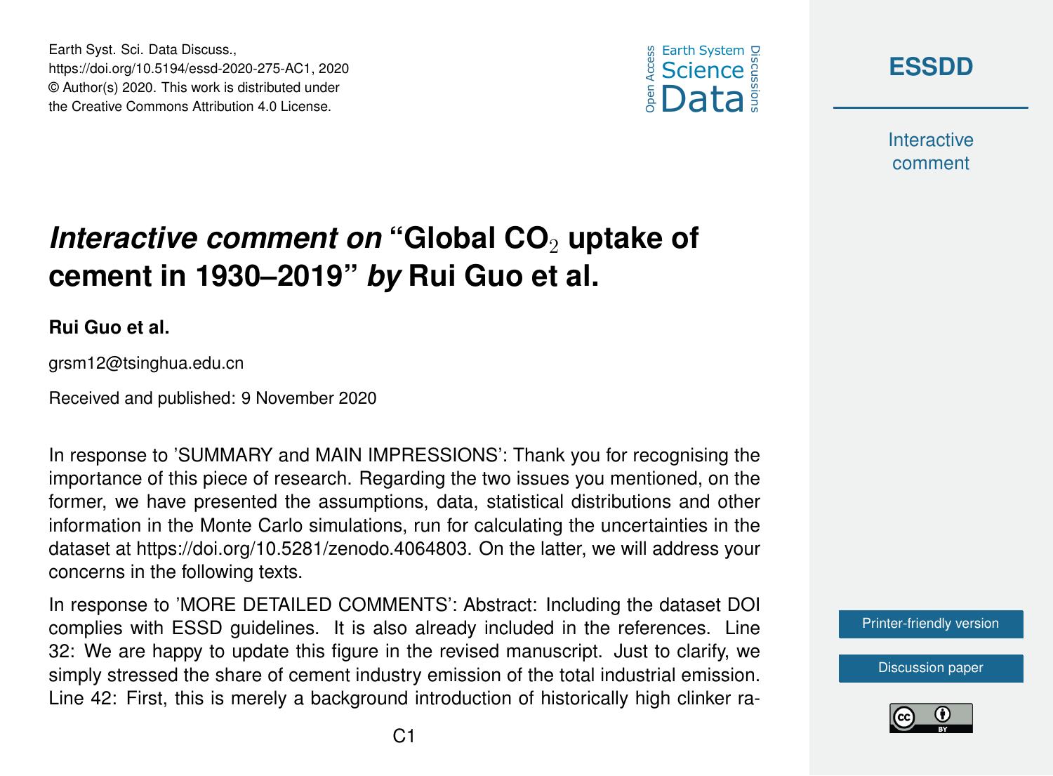Earth Syst. Sci. Data Discuss.,
https://doi.org/10.5194/essd-2020-275-AC1, 2020
© Author(s) 2020. This work is distributed under
the Creative Commons Attribution 4.0 License.

# *Interactive comment on* "Global $CO_2$ uptake of cement in 1930–2019" *by* Rui Guo et al.

**Rui Guo et al.**

grsm12@tsinghua.edu.cn

Received and published: 9 November 2020

In response to 'SUMMARY and MAIN IMPRESSIONS': Thank you for recognising the importance of this piece of research. Regarding the two issues you mentioned, on the former, we have presented the assumptions, data, statistical distributions and other information in the Monte Carlo simulations, run for calculating the uncertainties in the dataset at https://doi.org/10.5281/zenodo.4064803. On the latter, we will address your concerns in the following texts.

In response to 'MORE DETAILED COMMENTS': Abstract: Including the dataset DOI complies with ESSD guidelines. It is also already included in the references. Line 32: We are happy to update this figure in the revised manuscript. Just to clarify, we simply stressed the share of cement industry emission of the total industrial emission. Line 42: First, this is merely a background introduction of historically high clinker ra-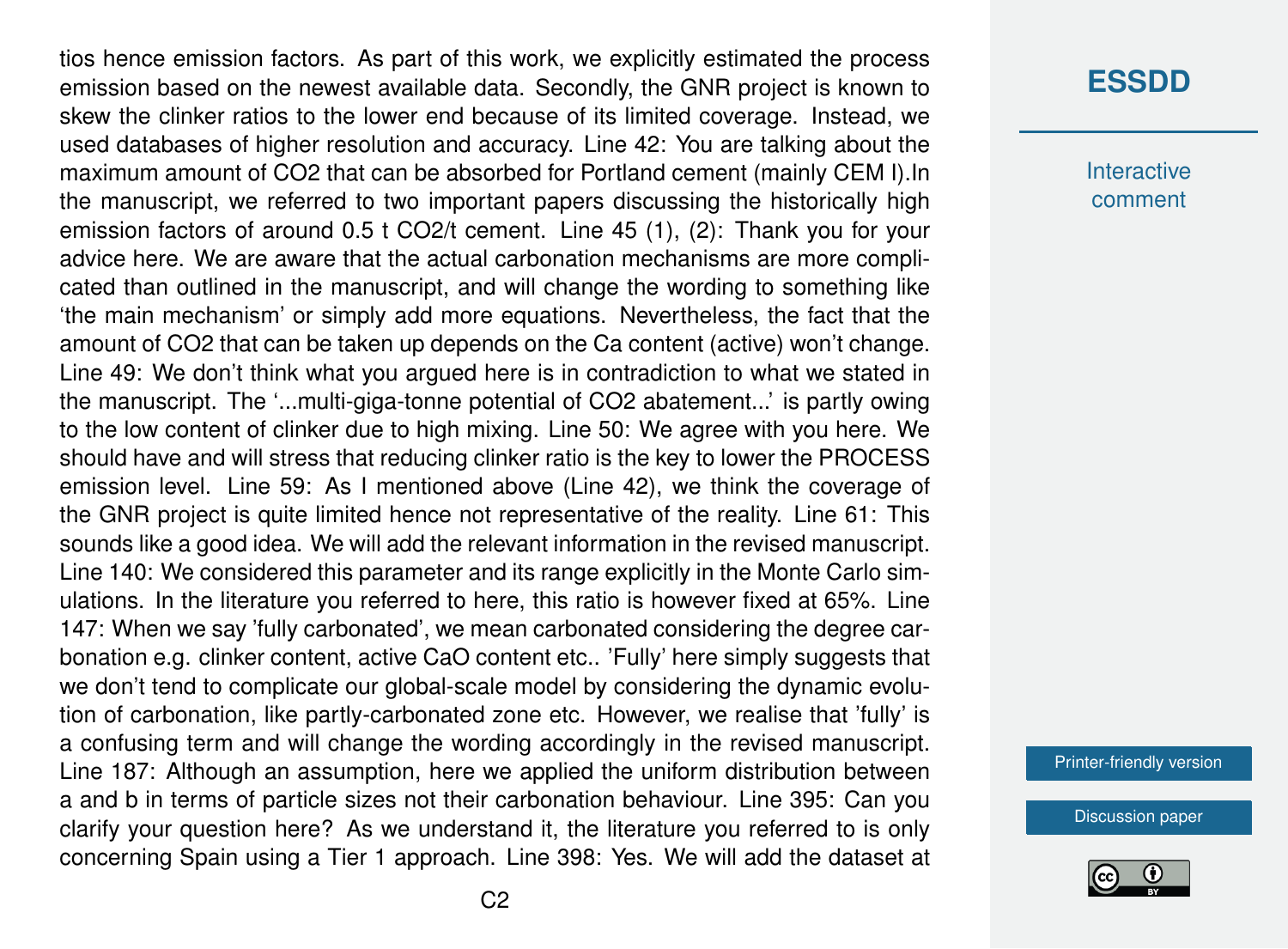tios hence emission factors. As part of this work, we explicitly estimated the process emission based on the newest available data. Secondly, the GNR project is known to skew the clinker ratios to the lower end because of its limited coverage. Instead, we used databases of higher resolution and accuracy. Line 42: You are talking about the maximum amount of $CO_2$ that can be absorbed for Portland cement (mainly CEM I).In the manuscript, we referred to two important papers discussing the historically high emission factors of around 0.5 t $CO_2$/t cement. Line 45 (1), (2): Thank you for your advice here. We are aware that the actual carbonation mechanisms are more complicated than outlined in the manuscript, and will change the wording to something like 'the main mechanism' or simply add more equations. Nevertheless, the fact that the amount of $CO_2$ that can be taken up depends on the Ca content (active) won't change. Line 49: We don't think what you argued here is in contradiction to what we stated in the manuscript. The '...multi-giga-tonne potential of $CO_2$ abatement...' is partly owing to the low content of clinker due to high mixing. Line 50: We agree with you here. We should have and will stress that reducing clinker ratio is the key to lower the PROCESS emission level. Line 59: As I mentioned above (Line 42), we think the coverage of the GNR project is quite limited hence not representative of the reality. Line 61: This sounds like a good idea. We will add the relevant information in the revised manuscript. Line 140: We considered this parameter and its range explicitly in the Monte Carlo simulations. In the literature you referred to here, this ratio is however fixed at 65%. Line 147: When we say 'fully carbonated', we mean carbonated considering the degree carbonation e.g. clinker content, active CaO content etc.. 'Fully' here simply suggests that we don't tend to complicate our global-scale model by considering the dynamic evolution of carbonation, like partly-carbonated zone etc. However, we realise that 'fully' is a confusing term and will change the wording accordingly in the revised manuscript. Line 187: Although an assumption, here we applied the uniform distribution between a and b in terms of particle sizes not their carbonation behaviour. Line 395: Can you clarify your question here? As we understand it, the literature you referred to is only concerning Spain using a Tier 1 approach. Line 398: Yes. We will add the dataset at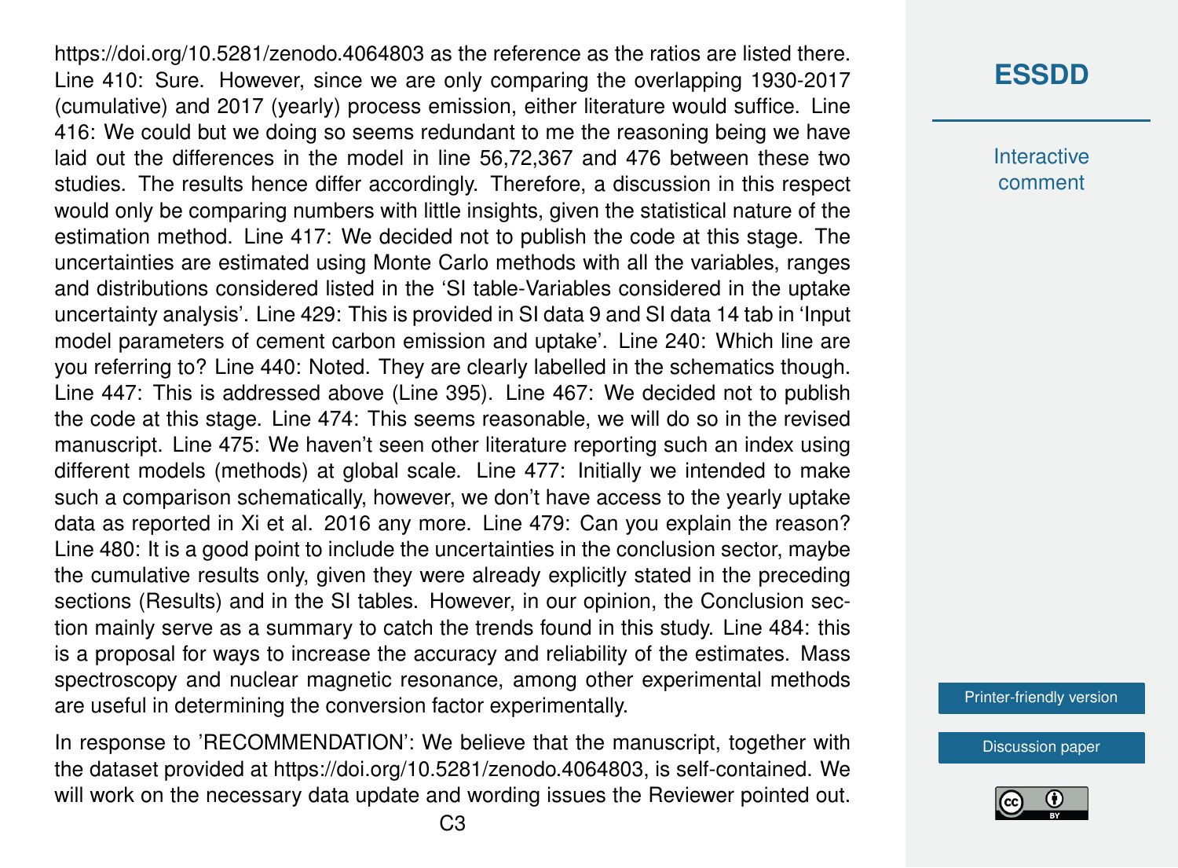https://doi.org/10.5281/zenodo.4064803 as the reference as the ratios are listed there. Line 410: Sure. However, since we are only comparing the overlapping 1930-2017 (cumulative) and 2017 (yearly) process emission, either literature would suffice. Line 416: We could but we doing so seems redundant to me the reasoning being we have laid out the differences in the model in line 56,72,367 and 476 between these two studies. The results hence differ accordingly. Therefore, a discussion in this respect would only be comparing numbers with little insights, given the statistical nature of the estimation method. Line 417: We decided not to publish the code at this stage. The uncertainties are estimated using Monte Carlo methods with all the variables, ranges and distributions considered listed in the 'SI table-Variables considered in the uptake uncertainty analysis'. Line 429: This is provided in SI data 9 and SI data 14 tab in 'Input model parameters of cement carbon emission and uptake'. Line 240: Which line are you referring to? Line 440: Noted. They are clearly labelled in the schematics though. Line 447: This is addressed above (Line 395). Line 467: We decided not to publish the code at this stage. Line 474: This seems reasonable, we will do so in the revised manuscript. Line 475: We haven't seen other literature reporting such an index using different models (methods) at global scale. Line 477: Initially we intended to make such a comparison schematically, however, we don't have access to the yearly uptake data as reported in Xi et al. 2016 any more. Line 479: Can you explain the reason? Line 480: It is a good point to include the uncertainties in the conclusion sector, maybe the cumulative results only, given they were already explicitly stated in the preceding sections (Results) and in the SI tables. However, in our opinion, the Conclusion section mainly serve as a summary to catch the trends found in this study. Line 484: this is a proposal for ways to increase the accuracy and reliability of the estimates. Mass spectroscopy and nuclear magnetic resonance, among other experimental methods are useful in determining the conversion factor experimentally.

In response to 'RECOMMENDATION': We believe that the manuscript, together with the dataset provided at https://doi.org/10.5281/zenodo.4064803, is self-contained. We will work on the necessary data update and wording issues the Reviewer pointed out.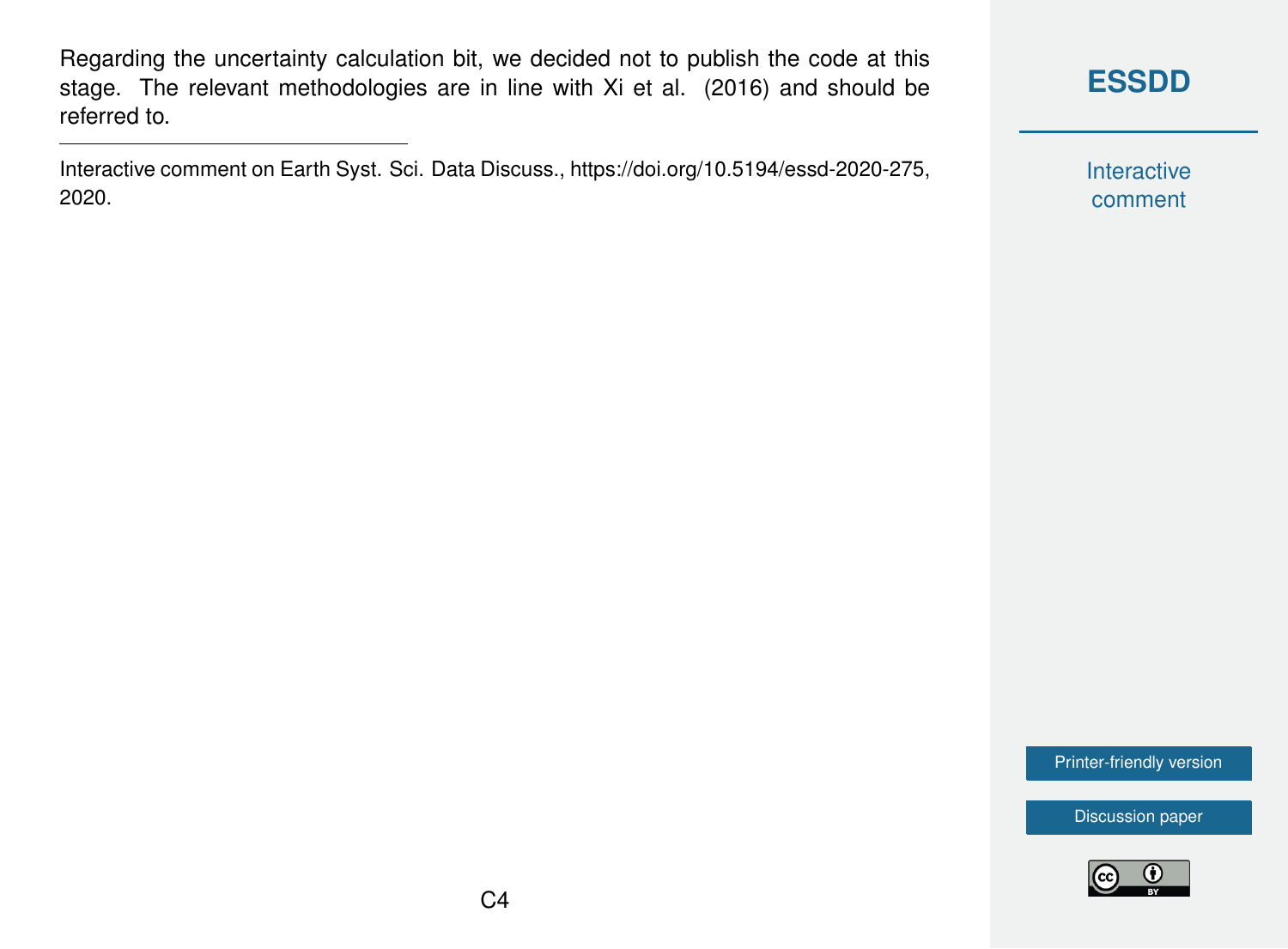Regarding the uncertainty calculation bit, we decided not to publish the code at this stage. The relevant methodologies are in line with Xi et al. (2016) and should be referred to.

---

Interactive comment on Earth Syst. Sci. Data Discuss., https://doi.org/10.5194/essd-2020-275, 2020.